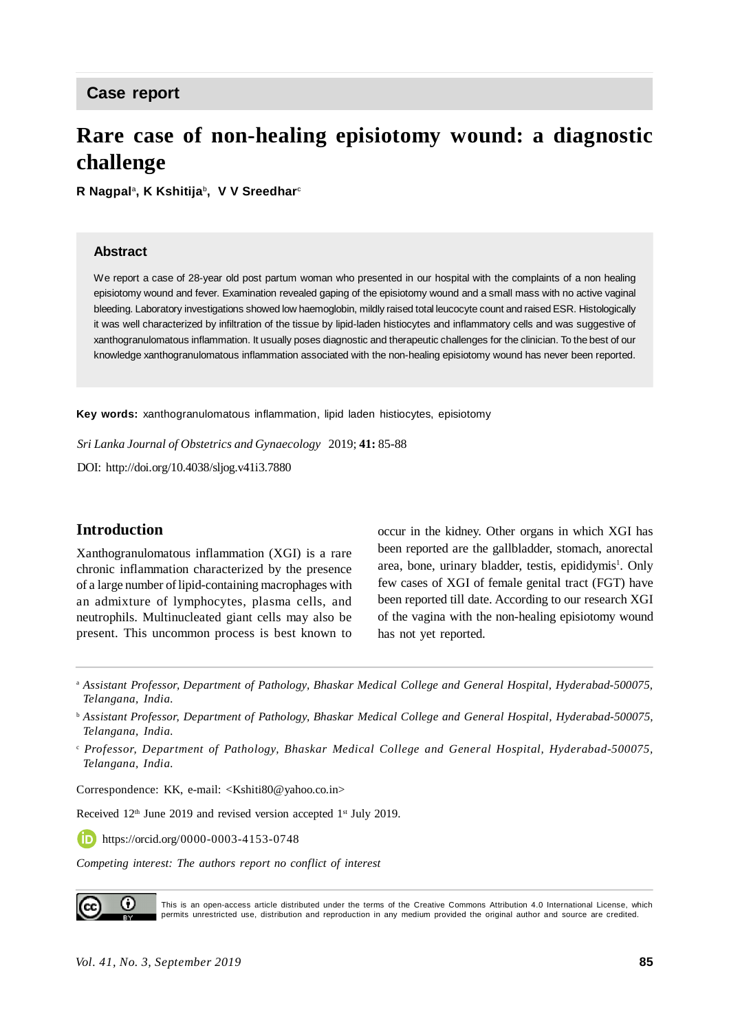Case report

# Rare case of non-healing episiotomy wound: a diagnostic challenge

**R Nagpal**[a], **K Kshitija**[b], **V V Sreedhar**[c]

### Abstract

We report a case of 28-year old post partum woman who presented in our hospital with the complaints of a non healing episiotomy wound and fever. Examination revealed gaping of the episiotomy wound and a small mass with no active vaginal bleeding. Laboratory investigations showed low haemoglobin, mildly raised total leucocyte count and raised ESR. Histologically it was well characterized by infiltration of the tissue by lipid-laden histiocytes and inflammatory cells and was suggestive of xanthogranulomatous inflammation. It usually poses diagnostic and therapeutic challenges for the clinician. To the best of our knowledge xanthogranulomatous inflammation associated with the non-healing episiotomy wound has never been reported.

**Key words:** xanthogranulomatous inflammation, lipid laden histiocytes, episiotomy

*Sri Lanka Journal of Obstetrics and Gynaecology* 2019; **41:** 85-88

DOI: http://doi.org/10.4038/sljog.v41i3.7880

## Introduction

Xanthogranulomatous inflammation (XGI) is a rare chronic inflammation characterized by the presence of a large number of lipid-containing macrophages with an admixture of lymphocytes, plasma cells, and neutrophils. Multinucleated giant cells may also be present. This uncommon process is best known to occur in the kidney. Other organs in which XGI has been reported are the gallbladder, stomach, anorectal area, bone, urinary bladder, testis, epididymis[1]. Only few cases of XGI of female genital tract (FGT) have been reported till date. According to our research XGI of the vagina with the non-healing episiotomy wound has not yet reported.

[a] *Assistant Professor, Department of Pathology, Bhaskar Medical College and General Hospital, Hyderabad-500075, Telangana, India.*

[b] *Assistant Professor, Department of Pathology, Bhaskar Medical College and General Hospital, Hyderabad-500075, Telangana, India.*

[c] *Professor, Department of Pathology, Bhaskar Medical College and General Hospital, Hyderabad-500075, Telangana, India.*

Correspondence: KK, e-mail: <Kshiti80@yahoo.co.in>

Received 12th June 2019 and revised version accepted 1st July 2019.

https://orcid.org/0000-0003-4153-0748

*Competing interest: The authors report no conflict of interest*

This is an open-access article distributed under the terms of the Creative Commons Attribution 4.0 International License, which permits unrestricted use, distribution and reproduction in any medium provided the original author and source are credited.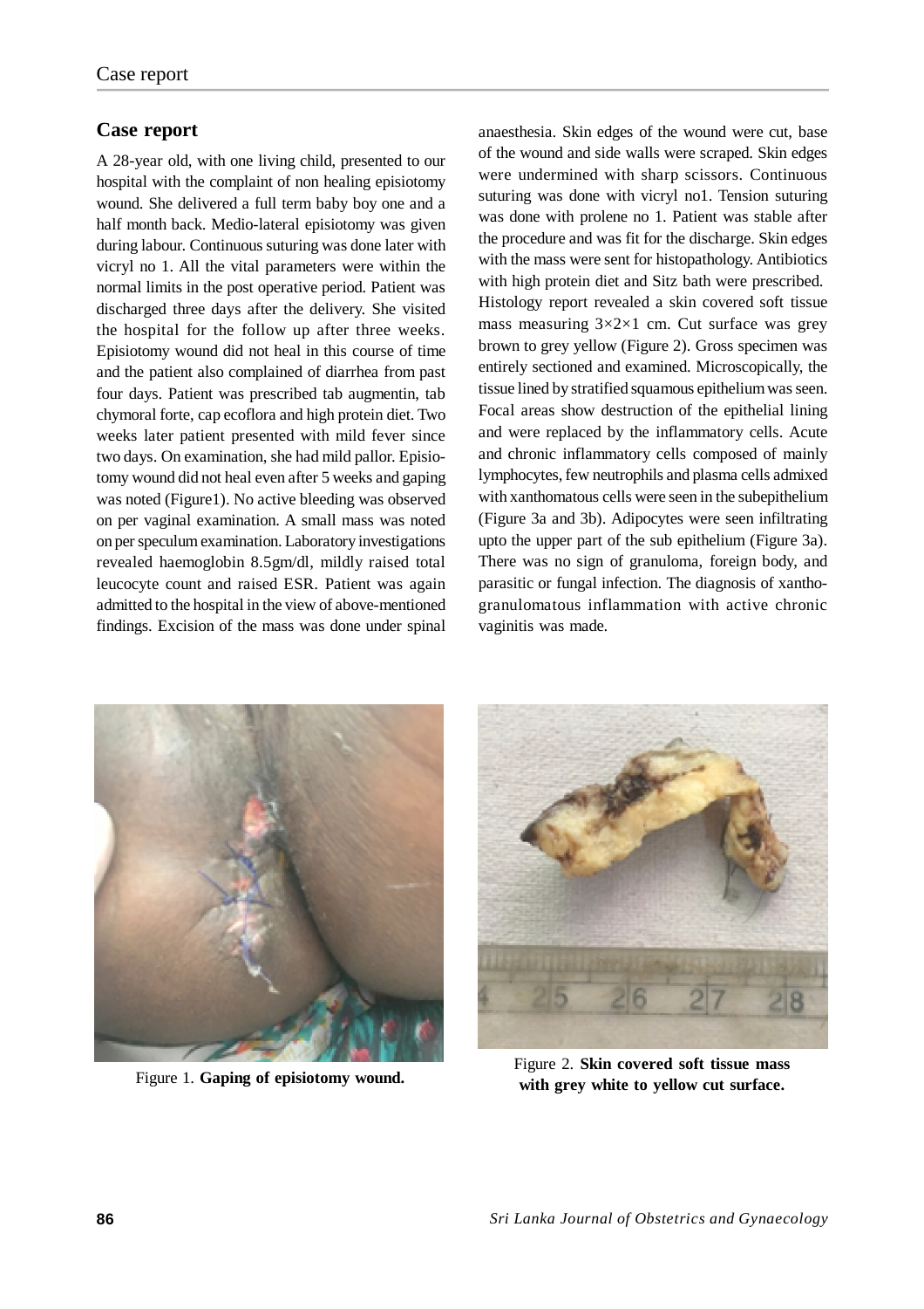## Case report

A 28-year old, with one living child, presented to our hospital with the complaint of non healing episiotomy wound. She delivered a full term baby boy one and a half month back. Medio-lateral episiotomy was given during labour. Continuous suturing was done later with vicryl no 1. All the vital parameters were within the normal limits in the post operative period. Patient was discharged three days after the delivery. She visited the hospital for the follow up after three weeks. Episiotomy wound did not heal in this course of time and the patient also complained of diarrhea from past four days. Patient was prescribed tab augmentin, tab chymoral forte, cap ecoflora and high protein diet. Two weeks later patient presented with mild fever since two days. On examination, she had mild pallor. Episiotomy wound did not heal even after 5 weeks and gaping was noted (Figure1). No active bleeding was observed on per vaginal examination. A small mass was noted on per speculum examination. Laboratory investigations revealed haemoglobin 8.5gm/dl, mildly raised total leucocyte count and raised ESR. Patient was again admitted to the hospital in the view of above-mentioned findings. Excision of the mass was done under spinal anaesthesia. Skin edges of the wound were cut, base of the wound and side walls were scraped. Skin edges were undermined with sharp scissors. Continuous suturing was done with vicryl no1. Tension suturing was done with prolene no 1. Patient was stable after the procedure and was fit for the discharge. Skin edges with the mass were sent for histopathology. Antibiotics with high protein diet and Sitz bath were prescribed.

Histology report revealed a skin covered soft tissue mass measuring 3×2×1 cm. Cut surface was grey brown to grey yellow (Figure 2). Gross specimen was entirely sectioned and examined. Microscopically, the tissue lined by stratified squamous epithelium was seen. Focal areas show destruction of the epithelial lining and were replaced by the inflammatory cells. Acute and chronic inflammatory cells composed of mainly lymphocytes, few neutrophils and plasma cells admixed with xanthomatous cells were seen in the subepithelium (Figure 3a and 3b). Adipocytes were seen infiltrating upto the upper part of the sub epithelium (Figure 3a). There was no sign of granuloma, foreign body, and parasitic or fungal infection. The diagnosis of xanthogranulomatous inflammation with active chronic vaginitis was made.

Figure 1. **Gaping of episiotomy wound.**

Figure 2. **Skin covered soft tissue mass with grey white to yellow cut surface.**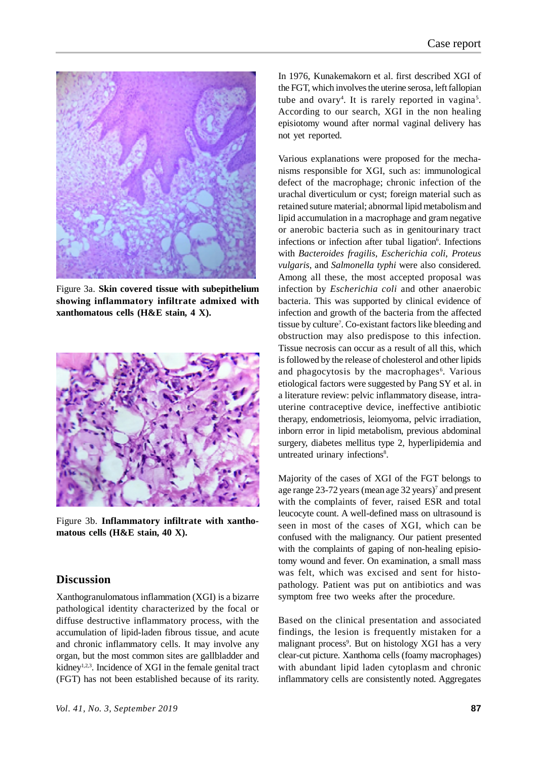Figure 3a. **Skin covered tissue with subepithelium showing inflammatory infiltrate admixed with xanthomatous cells (H&E stain, 4 X).**

Figure 3b. **Inflammatory infiltrate with xanthomatous cells (H&E stain, 40 X).**

## Discussion

Xanthogranulomatous inflammation (XGI) is a bizarre pathological identity characterized by the focal or diffuse destructive inflammatory process, with the accumulation of lipid-laden fibrous tissue, and acute and chronic inflammatory cells. It may involve any organ, but the most common sites are gallbladder and kidney[1,2,3]. Incidence of XGI in the female genital tract (FGT) has not been established because of its rarity. In 1976, Kunakemakorn et al. first described XGI of the FGT, which involves the uterine serosa, left fallopian tube and ovary[4]. It is rarely reported in vagina[5]. According to our search, XGI in the non healing episiotomy wound after normal vaginal delivery has not yet reported.

Various explanations were proposed for the mechanisms responsible for XGI, such as: immunological defect of the macrophage; chronic infection of the urachal diverticulum or cyst; foreign material such as retained suture material; abnormal lipid metabolism and lipid accumulation in a macrophage and gram negative or anerobic bacteria such as in genitourinary tract infections or infection after tubal ligation[6]. Infections with *Bacteroides fragilis*, *Escherichia coli*, *Proteus vulgaris*, and *Salmonella typhi* were also considered. Among all these, the most accepted proposal was infection by *Escherichia coli* and other anaerobic bacteria. This was supported by clinical evidence of infection and growth of the bacteria from the affected tissue by culture[7]. Co-existant factors like bleeding and obstruction may also predispose to this infection. Tissue necrosis can occur as a result of all this, which is followed by the release of cholesterol and other lipids and phagocytosis by the macrophages[6]. Various etiological factors were suggested by Pang SY et al. in a literature review: pelvic inflammatory disease, intra-uterine contraceptive device, ineffective antibiotic therapy, endometriosis, leiomyoma, pelvic irradiation, inborn error in lipid metabolism, previous abdominal surgery, diabetes mellitus type 2, hyperlipidemia and untreated urinary infections[8].

Majority of the cases of XGI of the FGT belongs to age range 23-72 years (mean age 32 years)[7] and present with the complaints of fever, raised ESR and total leucocyte count. A well-defined mass on ultrasound is seen in most of the cases of XGI, which can be confused with the malignancy. Our patient presented with the complaints of gaping of non-healing episiotomy wound and fever. On examination, a small mass was felt, which was excised and sent for histopathology. Patient was put on antibiotics and was symptom free two weeks after the procedure.

Based on the clinical presentation and associated findings, the lesion is frequently mistaken for a malignant process[9]. But on histology XGI has a very clear-cut picture. Xanthoma cells (foamy macrophages) with abundant lipid laden cytoplasm and chronic inflammatory cells are consistently noted. Aggregates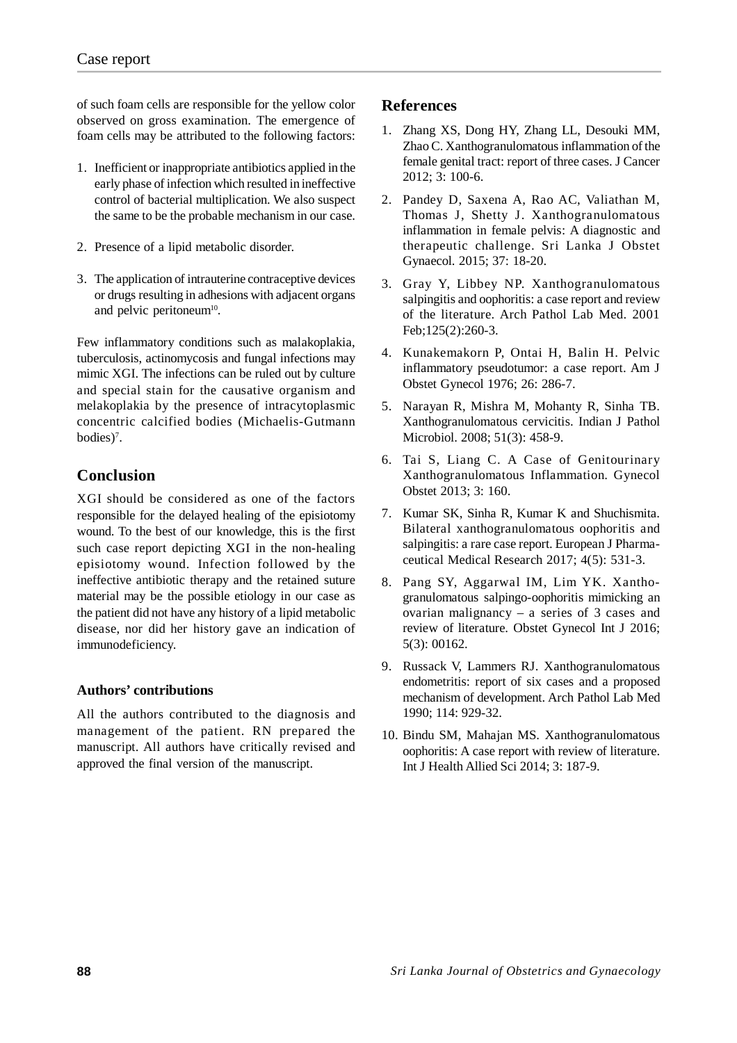of such foam cells are responsible for the yellow color observed on gross examination. The emergence of foam cells may be attributed to the following factors:

1. Inefficient or inappropriate antibiotics applied in the early phase of infection which resulted in ineffective control of bacterial multiplication. We also suspect the same to be the probable mechanism in our case.

2. Presence of a lipid metabolic disorder.

3. The application of intrauterine contraceptive devices or drugs resulting in adhesions with adjacent organs and pelvic peritoneum[10].

Few inflammatory conditions such as malakoplakia, tuberculosis, actinomycosis and fungal infections may mimic XGI. The infections can be ruled out by culture and special stain for the causative organism and melakoplakia by the presence of intracytoplasmic concentric calcified bodies (Michaelis-Gutmann bodies)[7].

## Conclusion

XGI should be considered as one of the factors responsible for the delayed healing of the episiotomy wound. To the best of our knowledge, this is the first such case report depicting XGI in the non-healing episiotomy wound. Infection followed by the ineffective antibiotic therapy and the retained suture material may be the possible etiology in our case as the patient did not have any history of a lipid metabolic disease, nor did her history gave an indication of immunodeficiency.

### Authors' contributions

All the authors contributed to the diagnosis and management of the patient. RN prepared the manuscript. All authors have critically revised and approved the final version of the manuscript.

## References

1. Zhang XS, Dong HY, Zhang LL, Desouki MM, Zhao C. Xanthogranulomatous inflammation of the female genital tract: report of three cases. J Cancer 2012; 3: 100-6.
2. Pandey D, Saxena A, Rao AC, Valiathan M, Thomas J, Shetty J. Xanthogranulomatous inflammation in female pelvis: A diagnostic and therapeutic challenge. Sri Lanka J Obstet Gynaecol. 2015; 37: 18-20.
3. Gray Y, Libbey NP. Xanthogranulomatous salpingitis and oophoritis: a case report and review of the literature. Arch Pathol Lab Med. 2001 Feb;125(2):260-3.
4. Kunakemakorn P, Ontai H, Balin H. Pelvic inflammatory pseudotumor: a case report. Am J Obstet Gynecol 1976; 26: 286-7.
5. Narayan R, Mishra M, Mohanty R, Sinha TB. Xanthogranulomatous cervicitis. Indian J Pathol Microbiol. 2008; 51(3): 458-9.
6. Tai S, Liang C. A Case of Genitourinary Xanthogranulomatous Inflammation. Gynecol Obstet 2013; 3: 160.
7. Kumar SK, Sinha R, Kumar K and Shuchismita. Bilateral xanthogranulomatous oophoritis and salpingitis: a rare case report. European J Pharmaceutical Medical Research 2017; 4(5): 531-3.
8. Pang SY, Aggarwal IM, Lim YK. Xanthogranulomatous salpingo-oophoritis mimicking an ovarian malignancy – a series of 3 cases and review of literature. Obstet Gynecol Int J 2016; 5(3): 00162.
9. Russack V, Lammers RJ. Xanthogranulomatous endometritis: report of six cases and a proposed mechanism of development. Arch Pathol Lab Med 1990; 114: 929-32.
10. Bindu SM, Mahajan MS. Xanthogranulomatous oophoritis: A case report with review of literature. Int J Health Allied Sci 2014; 3: 187-9.